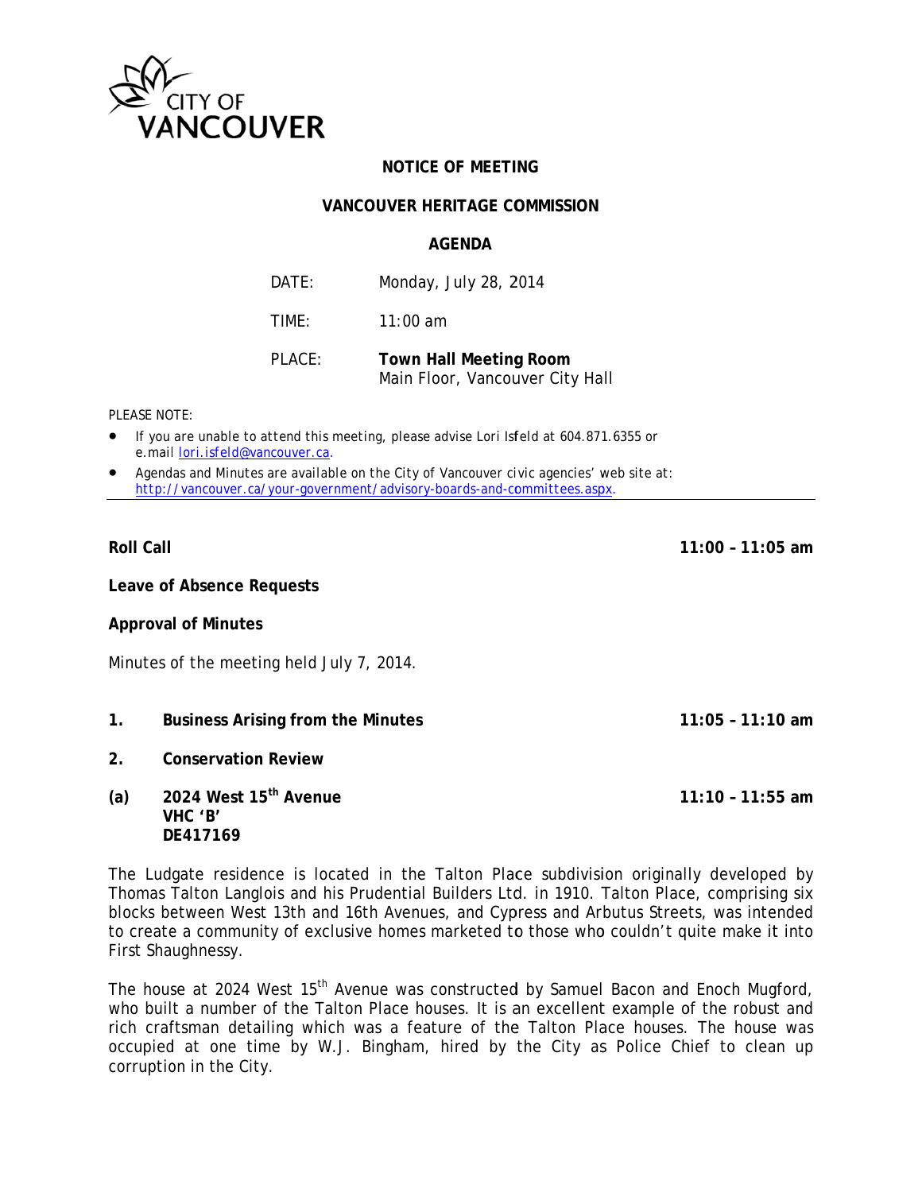CITY OF VANCOUVER

# NOTICE OF MEETING

## VANCOUVER HERITAGE COMMISSION

## AGENDA

| | |
|---|---|
| DATE: | Monday, July 28, 2014 |
| TIME: | 11:00 am |
| PLACE: | **Town Hall Meeting Room** Main Floor, Vancouver City Hall |

PLEASE NOTE:

- If you are unable to attend this meeting, please advise Lori Isfeld at 604.871.6355 or e.mail lori.isfeld@vancouver.ca.
- Agendas and Minutes are available on the City of Vancouver civic agencies' web site at: http://vancouver.ca/your-government/advisory-boards-and-committees.aspx.

---

**Roll Call** **11:00 – 11:05 am**

**Leave of Absence Requests**

**Approval of Minutes**

Minutes of the meeting held July 7, 2014.

**1. Business Arising from the Minutes** **11:05 – 11:10 am**

**2. Conservation Review**

**(a) 2024 West 15th Avenue** **11:10 – 11:55 am**
**VHC 'B'**
**DE417169**

The Ludgate residence is located in the Talton Place subdivision originally developed by Thomas Talton Langlois and his Prudential Builders Ltd. in 1910. Talton Place, comprising six blocks between West 13th and 16th Avenues, and Cypress and Arbutus Streets, was intended to create a community of exclusive homes marketed to those who couldn't quite make it into First Shaughnessy.

The house at 2024 West 15th Avenue was constructed by Samuel Bacon and Enoch Mugford, who built a number of the Talton Place houses. It is an excellent example of the robust and rich craftsman detailing which was a feature of the Talton Place houses. The house was occupied at one time by W.J. Bingham, hired by the City as Police Chief to clean up corruption in the City.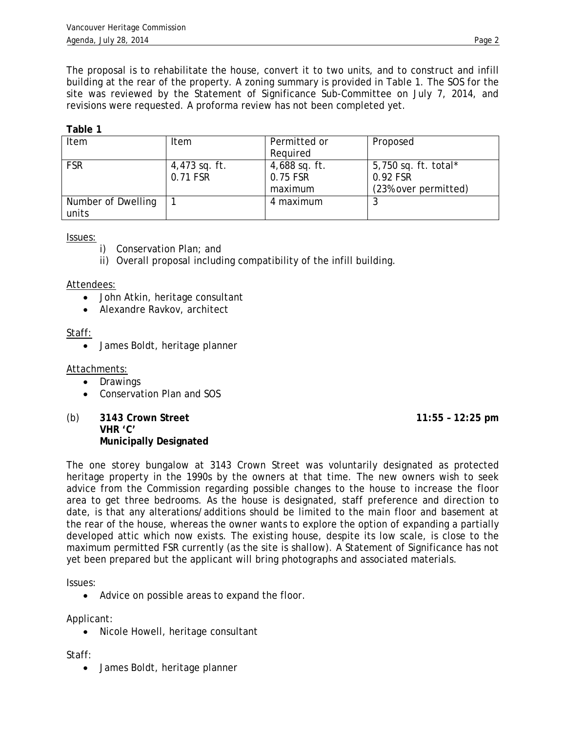The proposal is to rehabilitate the house, convert it to two units, and to construct and infill building at the rear of the property. A zoning summary is provided in Table 1. The SOS for the site was reviewed by the Statement of Significance Sub-Committee on July 7, 2014, and revisions were requested. A proforma review has not been completed yet.

**Table 1**

| Item | Item | Permitted or Required | Proposed |
|---|---|---|---|
| FSR | 4,473 sq. ft.<br>0.71 FSR | 4,688 sq. ft.<br>0.75 FSR<br>maximum | 5,750 sq. ft. total*<br>0.92 FSR<br>(23% over permitted) |
| Number of Dwelling units | 1 | 4 maximum | 3 |

Issues:

i) Conservation Plan; and
ii) Overall proposal including compatibility of the infill building.

Attendees:

- John Atkin, heritage consultant
- Alexandre Ravkov, architect

Staff:

- James Boldt, heritage planner

Attachments:

- Drawings
- Conservation Plan and SOS

(b) **3143 Crown Street** **11:55 – 12:25 pm**
**VHR 'C'**
**Municipally Designated**

The one storey bungalow at 3143 Crown Street was voluntarily designated as protected heritage property in the 1990s by the owners at that time. The new owners wish to seek advice from the Commission regarding possible changes to the house to increase the floor area to get three bedrooms. As the house is designated, staff preference and direction to date, is that any alterations/additions should be limited to the main floor and basement at the rear of the house, whereas the owner wants to explore the option of expanding a partially developed attic which now exists. The existing house, despite its low scale, is close to the maximum permitted FSR currently (as the site is shallow). A Statement of Significance has not yet been prepared but the applicant will bring photographs and associated materials.

Issues:

- Advice on possible areas to expand the floor.

Applicant:

- Nicole Howell, heritage consultant

Staff:

- James Boldt, heritage planner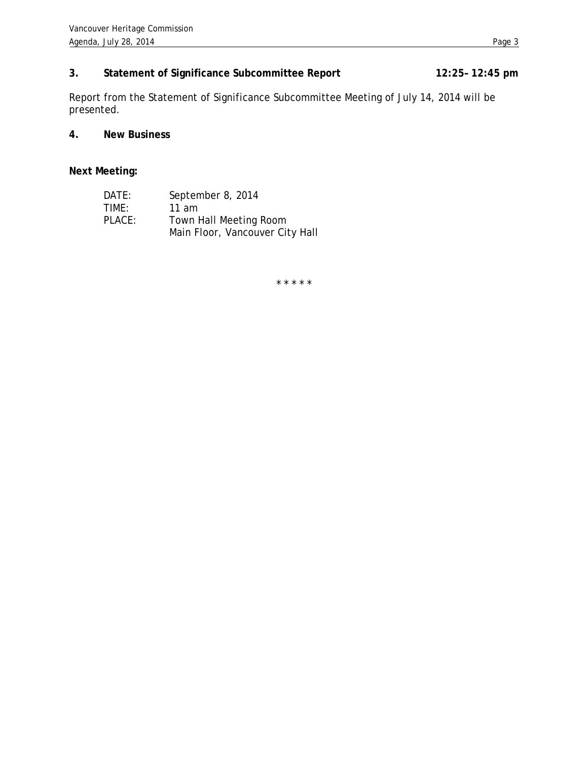## 3. Statement of Significance Subcommittee Report 12:25– 12:45 pm

Report from the Statement of Significance Subcommittee Meeting of July 14, 2014 will be presented.

## 4. New Business

**Next Meeting:**

DATE: September 8, 2014
TIME: 11 am
PLACE: Town Hall Meeting Room
Main Floor, Vancouver City Hall

\* \* \* \* \*